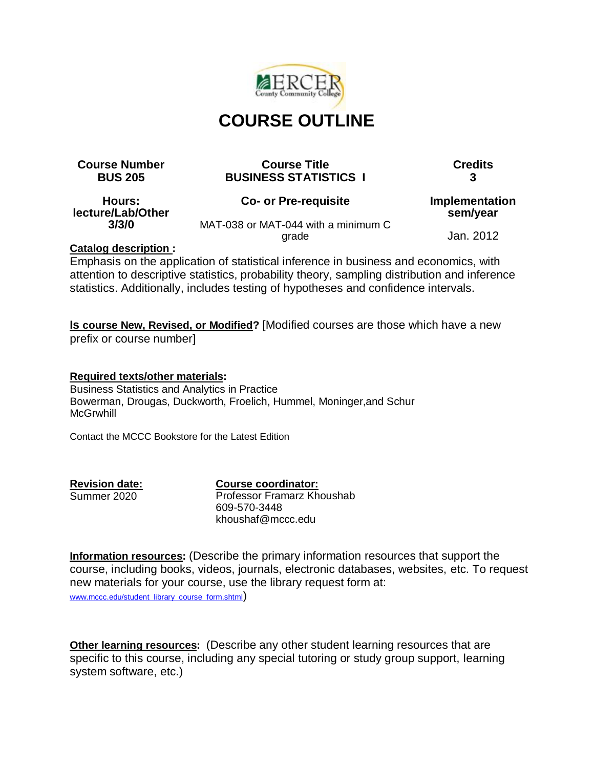# COURSE OUTLINE

| Course Number | Course Title | Credits |
|---|---|---|
| **BUS 205** | **BUSINESS STATISTICS I** | **3** |
| **Hours: lecture/Lab/Other** | **Co- or Pre-requisite** | **Implementation sem/year** |
| **3/3/0** | MAT-038 or MAT-044 with a minimum C grade | Jan. 2012 |

**Catalog description :**
Emphasis on the application of statistical inference in business and economics, with attention to descriptive statistics, probability theory, sampling distribution and inference statistics. Additionally, includes testing of hypotheses and confidence intervals.

**Is course New, Revised, or Modified?** [Modified courses are those which have a new prefix or course number]

**Required texts/other materials:**
Business Statistics and Analytics in Practice
Bowerman, Drougas, Duckworth, Froelich, Hummel, Moninger,and Schur
McGrwhill

Contact the MCCC Bookstore for the Latest Edition

**Revision date:**
Summer 2020

**Course coordinator:**
Professor Framarz Khoushab
609-570-3448
khoushaf@mccc.edu

**Information resources:** (Describe the primary information resources that support the course, including books, videos, journals, electronic databases, websites, etc. To request new materials for your course, use the library request form at: www.mccc.edu/student_library_course_form.shtml)

**Other learning resources:** (Describe any other student learning resources that are specific to this course, including any special tutoring or study group support, learning system software, etc.)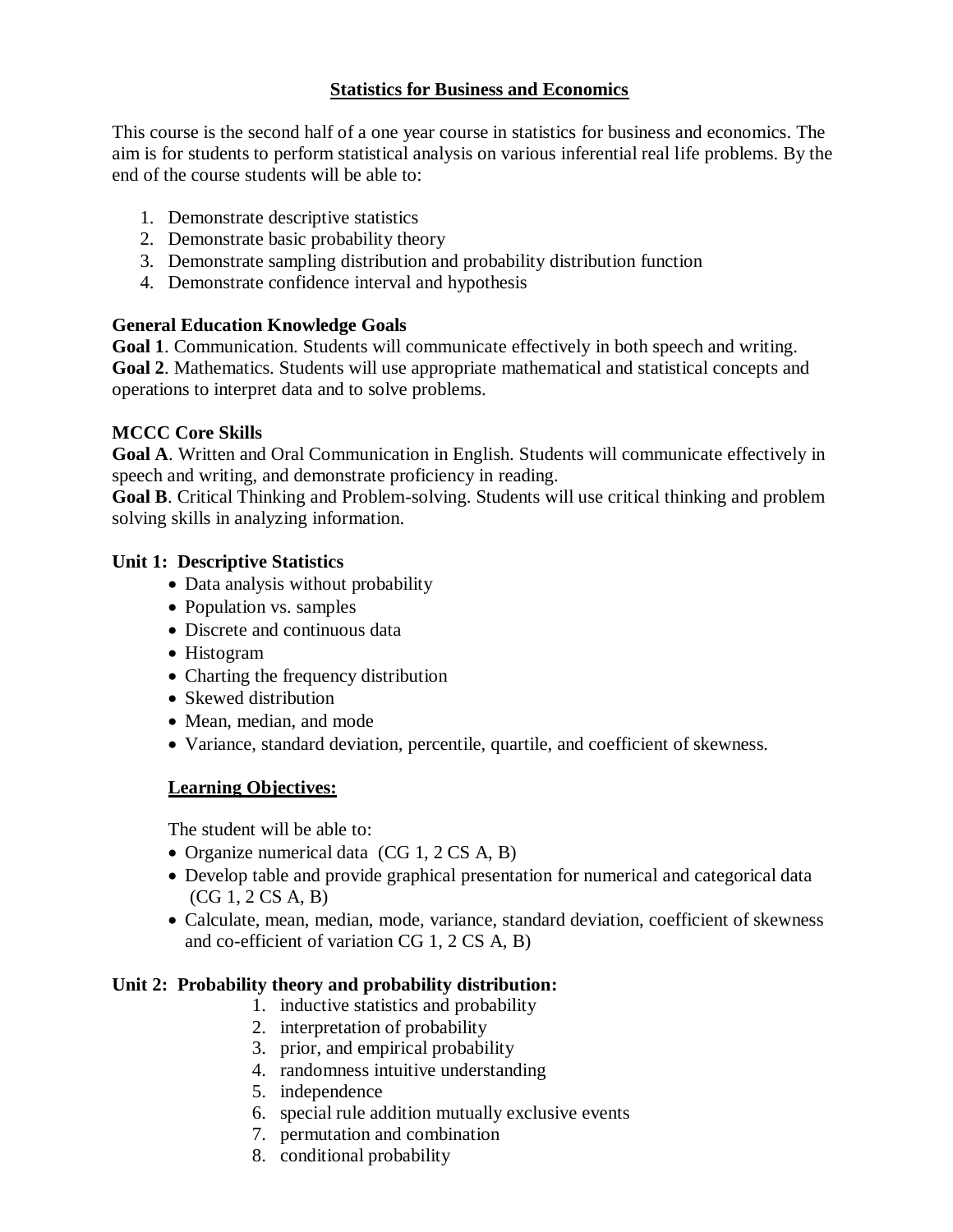## Statistics for Business and Economics

This course is the second half of a one year course in statistics for business and economics. The aim is for students to perform statistical analysis on various inferential real life problems. By the end of the course students will be able to:

1. Demonstrate descriptive statistics
2. Demonstrate basic probability theory
3. Demonstrate sampling distribution and probability distribution function
4. Demonstrate confidence interval and hypothesis

**General Education Knowledge Goals**

**Goal 1**. Communication. Students will communicate effectively in both speech and writing.
**Goal 2**. Mathematics. Students will use appropriate mathematical and statistical concepts and operations to interpret data and to solve problems.

**MCCC Core Skills**

**Goal A**. Written and Oral Communication in English. Students will communicate effectively in speech and writing, and demonstrate proficiency in reading.
**Goal B**. Critical Thinking and Problem-solving. Students will use critical thinking and problem solving skills in analyzing information.

**Unit 1: Descriptive Statistics**

- Data analysis without probability
- Population vs. samples
- Discrete and continuous data
- Histogram
- Charting the frequency distribution
- Skewed distribution
- Mean, median, and mode
- Variance, standard deviation, percentile, quartile, and coefficient of skewness.

**Learning Objectives:**

The student will be able to:

- Organize numerical data (CG 1, 2 CS A, B)
- Develop table and provide graphical presentation for numerical and categorical data (CG 1, 2 CS A, B)
- Calculate, mean, median, mode, variance, standard deviation, coefficient of skewness and co-efficient of variation CG 1, 2 CS A, B)

**Unit 2: Probability theory and probability distribution:**

1. inductive statistics and probability
2. interpretation of probability
3. prior, and empirical probability
4. randomness intuitive understanding
5. independence
6. special rule addition mutually exclusive events
7. permutation and combination
8. conditional probability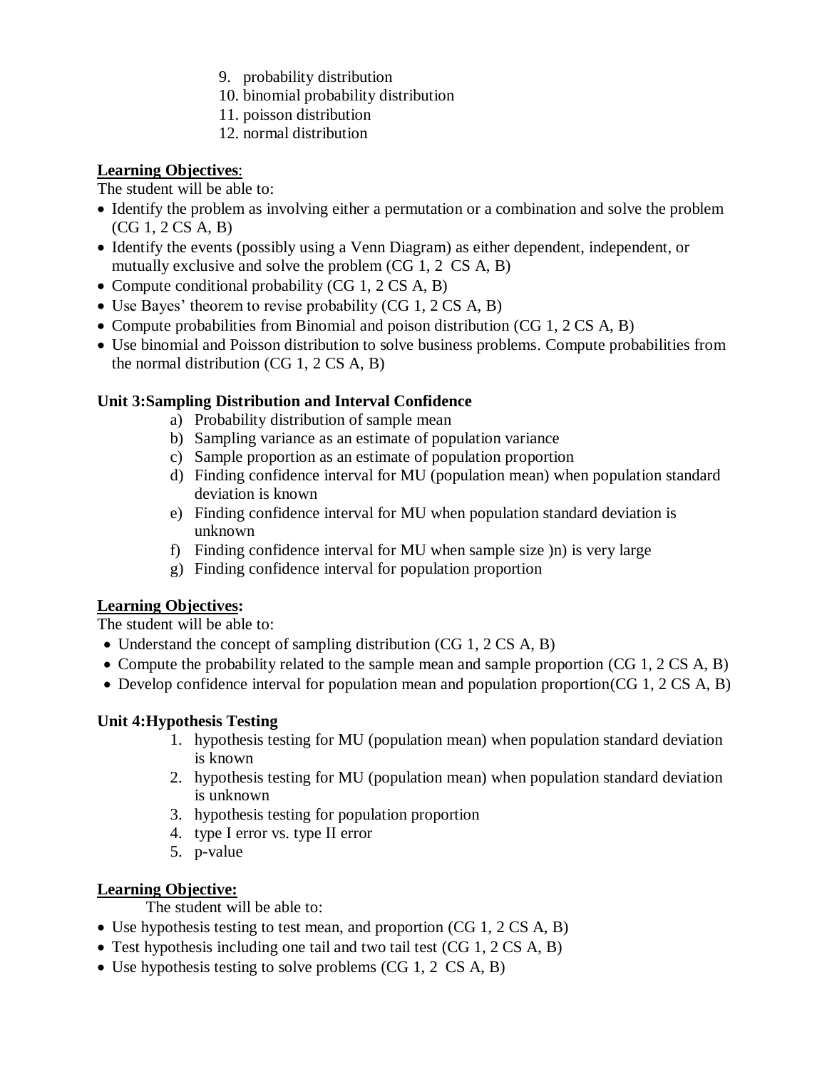9. probability distribution
10. binomial probability distribution
11. poisson distribution
12. normal distribution

**Learning Objectives**:

The student will be able to:

- Identify the problem as involving either a permutation or a combination and solve the problem (CG 1, 2 CS A, B)
- Identify the events (possibly using a Venn Diagram) as either dependent, independent, or mutually exclusive and solve the problem (CG 1, 2 CS A, B)
- Compute conditional probability (CG 1, 2 CS A, B)
- Use Bayes' theorem to revise probability (CG 1, 2 CS A, B)
- Compute probabilities from Binomial and poison distribution (CG 1, 2 CS A, B)
- Use binomial and Poisson distribution to solve business problems. Compute probabilities from the normal distribution (CG 1, 2 CS A, B)

**Unit 3:Sampling Distribution and Interval Confidence**

a) Probability distribution of sample mean
b) Sampling variance as an estimate of population variance
c) Sample proportion as an estimate of population proportion
d) Finding confidence interval for MU (population mean) when population standard deviation is known
e) Finding confidence interval for MU when population standard deviation is unknown
f) Finding confidence interval for MU when sample size )n) is very large
g) Finding confidence interval for population proportion

**Learning Objectives:**

The student will be able to:

- Understand the concept of sampling distribution (CG 1, 2 CS A, B)
- Compute the probability related to the sample mean and sample proportion (CG 1, 2 CS A, B)
- Develop confidence interval for population mean and population proportion(CG 1, 2 CS A, B)

**Unit 4:Hypothesis Testing**

1. hypothesis testing for MU (population mean) when population standard deviation is known
2. hypothesis testing for MU (population mean) when population standard deviation is unknown
3. hypothesis testing for population proportion
4. type I error vs. type II error
5. p-value

**Learning Objective:**

The student will be able to:

- Use hypothesis testing to test mean, and proportion (CG 1, 2 CS A, B)
- Test hypothesis including one tail and two tail test (CG 1, 2 CS A, B)
- Use hypothesis testing to solve problems (CG 1, 2 CS A, B)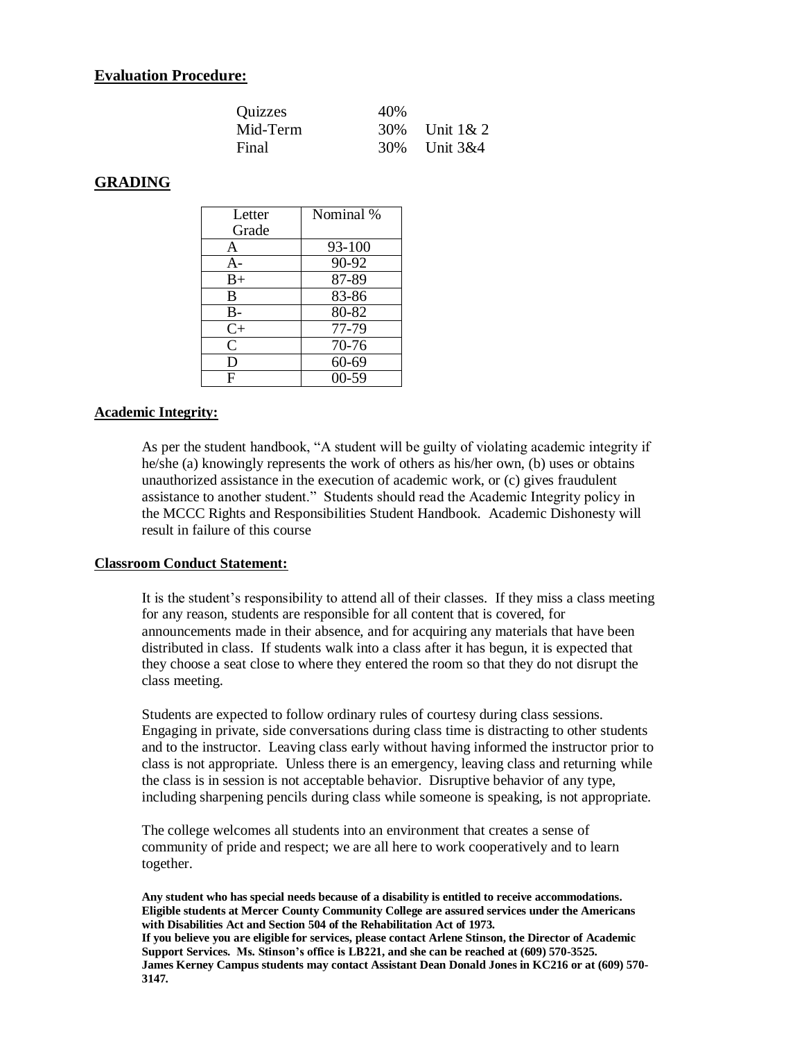**Evaluation Procedure:**

| | | |
|---|---|---|
| Quizzes | 40% | |
| Mid-Term | 30% | Unit 1& 2 |
| Final | 30% | Unit 3&4 |

**GRADING**

| Letter Grade | Nominal % |
|---|---|
| A | 93-100 |
| A- | 90-92 |
| B+ | 87-89 |
| B | 83-86 |
| B- | 80-82 |
| C+ | 77-79 |
| C | 70-76 |
| D | 60-69 |
| F | 00-59 |

**Academic Integrity:**

As per the student handbook, "A student will be guilty of violating academic integrity if he/she (a) knowingly represents the work of others as his/her own, (b) uses or obtains unauthorized assistance in the execution of academic work, or (c) gives fraudulent assistance to another student." Students should read the Academic Integrity policy in the MCCC Rights and Responsibilities Student Handbook. Academic Dishonesty will result in failure of this course

**Classroom Conduct Statement:**

It is the student's responsibility to attend all of their classes. If they miss a class meeting for any reason, students are responsible for all content that is covered, for announcements made in their absence, and for acquiring any materials that have been distributed in class. If students walk into a class after it has begun, it is expected that they choose a seat close to where they entered the room so that they do not disrupt the class meeting.

Students are expected to follow ordinary rules of courtesy during class sessions. Engaging in private, side conversations during class time is distracting to other students and to the instructor. Leaving class early without having informed the instructor prior to class is not appropriate. Unless there is an emergency, leaving class and returning while the class is in session is not acceptable behavior. Disruptive behavior of any type, including sharpening pencils during class while someone is speaking, is not appropriate.

The college welcomes all students into an environment that creates a sense of community of pride and respect; we are all here to work cooperatively and to learn together.

**Any student who has special needs because of a disability is entitled to receive accommodations. Eligible students at Mercer County Community College are assured services under the Americans with Disabilities Act and Section 504 of the Rehabilitation Act of 1973.**
**If you believe you are eligible for services, please contact Arlene Stinson, the Director of Academic Support Services. Ms. Stinson's office is LB221, and she can be reached at (609) 570-3525.**
**James Kerney Campus students may contact Assistant Dean Donald Jones in KC216 or at (609) 570-3147.**